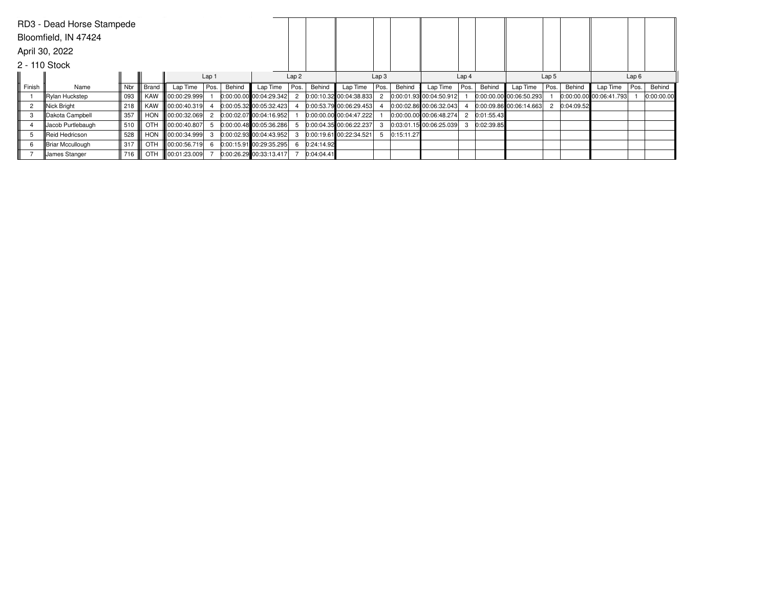RD3 - Dead Horse Stampede

Bloomfield, IN 47424

April 30, 2022

2 - 110 Stock

| | | | | Lap 1 | | | Lap 2 | | | Lap 3 | | | Lap 4 | | | Lap 5 | | | Lap 6 | | |
|---|---|---|---|---|---|---|---|---|---|---|---|---|---|---|---|---|---|---|---|---|---|
| Finish | Name | Nbr | Brand | Lap Time | Pos. | Behind | Lap Time | Pos. | Behind | Lap Time | Pos. | Behind | Lap Time | Pos. | Behind | Lap Time | Pos. | Behind | Lap Time | Pos. | Behind |
| 1 | Rylan Huckstep | 093 | KAW | 00:00:29.999 | 1 | 0:00:00.00 | 00:04:29.342 | 2 | 0:00:10.32 | 00:04:38.833 | 2 | 0:00:01.93 | 00:04:50.912 | 1 | 0:00:00.00 | 00:06:50.293 | 1 | 0:00:00.00 | 00:06:41.793 | 1 | 0:00:00.00 |
| 2 | Nick Bright | 218 | KAW | 00:00:40.319 | 4 | 0:00:05.32 | 00:05:32.423 | 4 | 0:00:53.79 | 00:06:29.453 | 4 | 0:00:02.86 | 00:06:32.043 | 4 | 0:00:09.86 | 00:06:14.663 | 2 | 0:04:09.52 | | | |
| 3 | Dakota Campbell | 357 | HON | 00:00:32.069 | 2 | 0:00:02.07 | 00:04:16.952 | 1 | 0:00:00.00 | 00:04:47.222 | 1 | 0:00:00.00 | 00:06:48.274 | 2 | 0:01:55.43 | | | | | | |
| 4 | Jacob Purtlebaugh | 510 | OTH | 00:00:40.807 | 5 | 0:00:00.48 | 00:05:36.286 | 5 | 0:00:04.35 | 00:06:22.237 | 3 | 0:03:01.15 | 00:06:25.039 | 3 | 0:02:39.85 | | | | | | |
| 5 | Reid Hedricson | 528 | HON | 00:00:34.999 | 3 | 0:00:02.93 | 00:04:43.952 | 3 | 0:00:19.61 | 00:22:34.521 | 5 | 0:15:11.27 | | | | | | | | | |
| 6 | Briar Mccullough | 317 | OTH | 00:00:56.719 | 6 | 0:00:15.91 | 00:29:35.295 | 6 | 0:24:14.92 | | | | | | | | | | | | |
| 7 | James Stanger | 716 | OTH | 00:01:23.009 | 7 | 0:00:26.29 | 00:33:13.417 | 7 | 0:04:04.41 | | | | | | | | | | | | |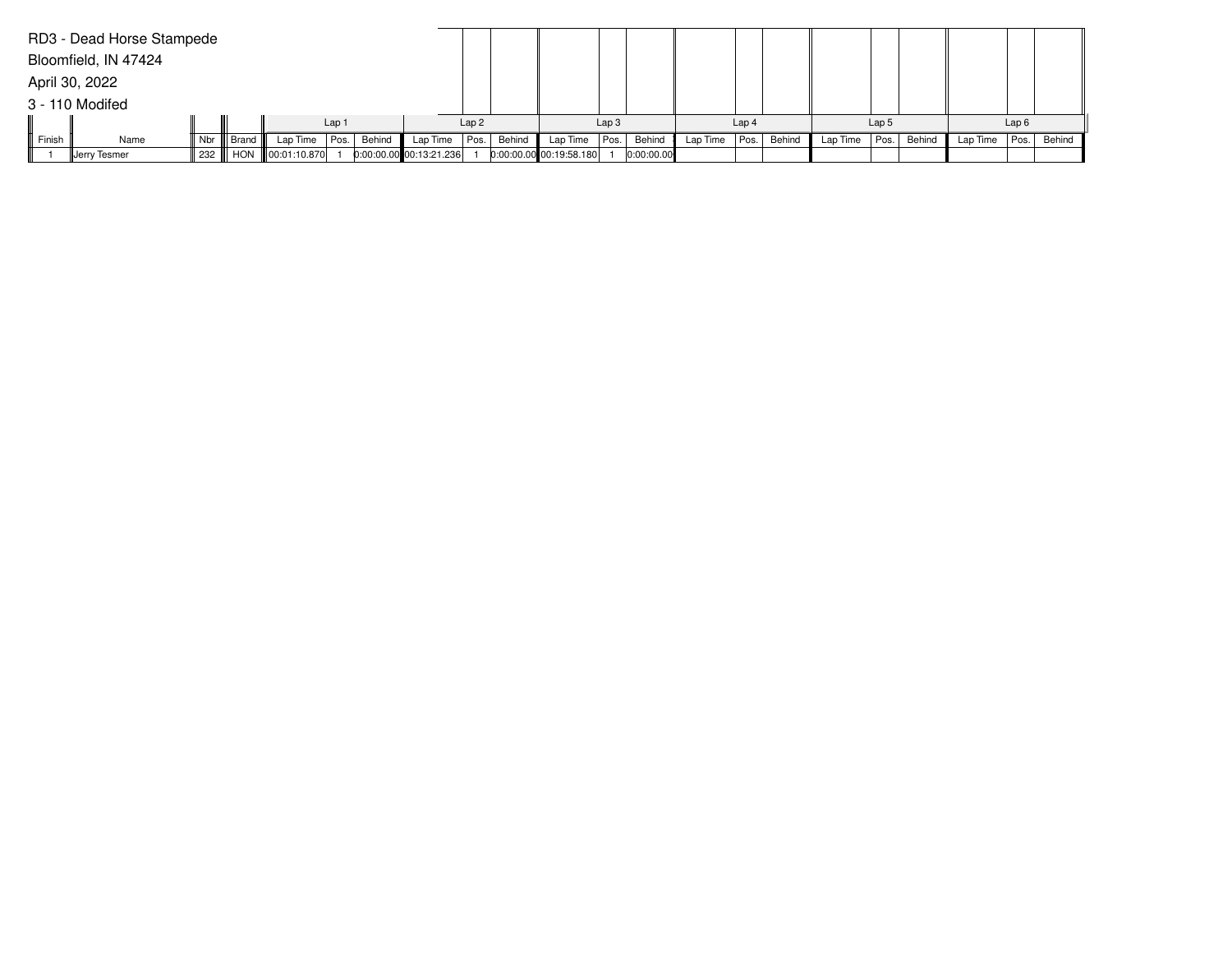RD3 - Dead Horse Stampede

Bloomfield, IN 47424

April 30, 2022

3 - 110 Modifed

| | | | | Lap 1 | | | Lap 2 | | | Lap 3 | | | Lap 4 | | | Lap 5 | | | Lap 6 | | |
|---|---|---|---|---|---|---|---|---|---|---|---|---|---|---|---|---|---|---|---|---|---|
| Finish | Name | Nbr | Brand | Lap Time | Pos. | Behind | Lap Time | Pos. | Behind | Lap Time | Pos. | Behind | Lap Time | Pos. | Behind | Lap Time | Pos. | Behind | Lap Time | Pos. | Behind |
| 1 | Jerry Tesmer | 232 | HON | 00:01:10.870 | 1 | 0:00:00.00 | 00:13:21.236 | 1 | 0:00:00.00 | 00:19:58.180 | 1 | 0:00:00.00 | | | | | | | | | |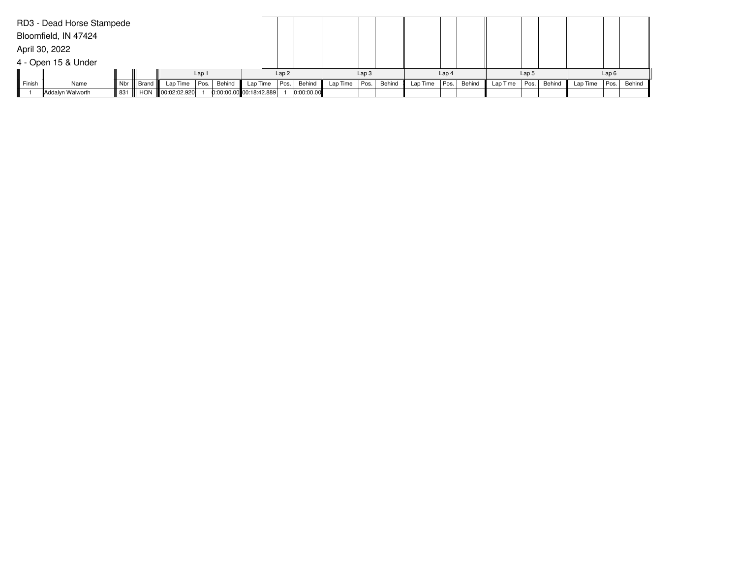RD3 - Dead Horse Stampede

Bloomfield, IN 47424

April 30, 2022

4 - Open 15 & Under

| | | | | Lap 1 | | | Lap 2 | | | Lap 3 | | | Lap 4 | | | Lap 5 | | | Lap 6 | | |
|---|---|---|---|---|---|---|---|---|---|---|---|---|---|---|---|---|---|---|---|---|---|
| Finish | Name | Nbr | Brand | Lap Time | Pos. | Behind | Lap Time | Pos. | Behind | Lap Time | Pos. | Behind | Lap Time | Pos. | Behind | Lap Time | Pos. | Behind | Lap Time | Pos. | Behind |
| 1 | Addalyn Walworth | 831 | HON | 00:02:02.920 | 1 | 0:00:00.00 | 00:18:42.889 | 1 | 0:00:00.00 | | | | | | | | | | | | |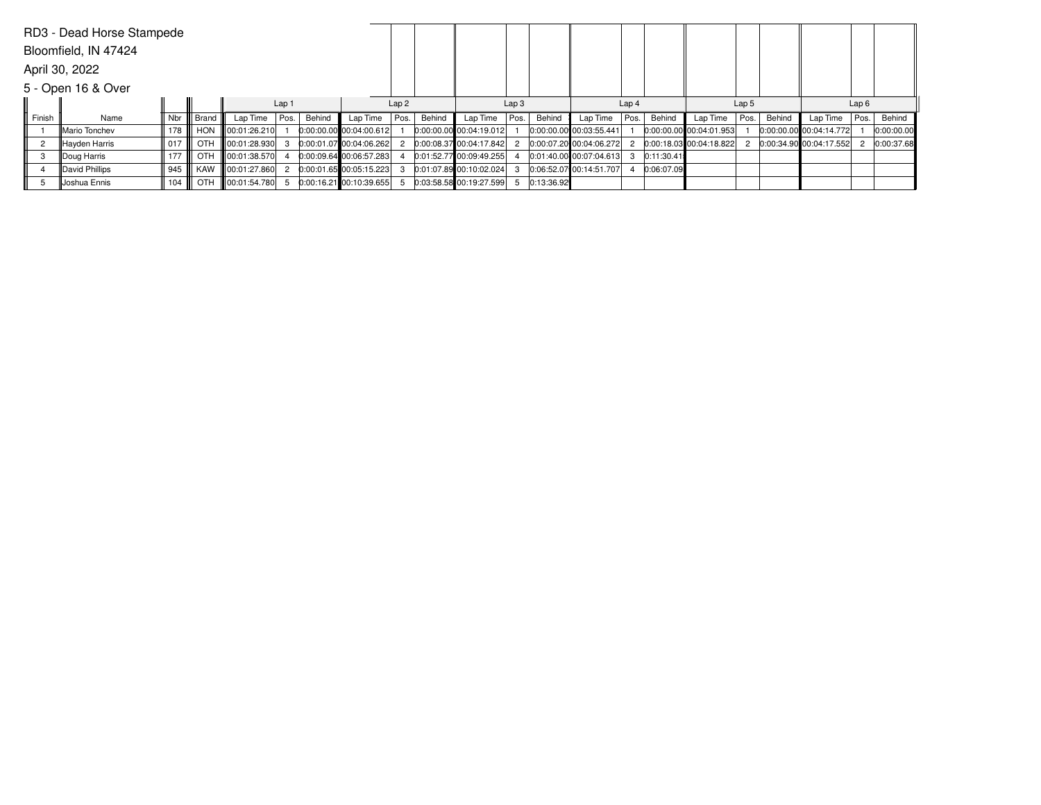RD3 - Dead Horse Stampede

Bloomfield, IN 47424

April 30, 2022

5 - Open 16 & Over

| | | | | Lap 1 | | | Lap 2 | | | Lap 3 | | | Lap 4 | | | Lap 5 | | | Lap 6 | | |
|---|---|---|---|---|---|---|---|---|---|---|---|---|---|---|---|---|---|---|---|---|---|
| Finish | Name | Nbr | Brand | Lap Time | Pos. | Behind | Lap Time | Pos. | Behind | Lap Time | Pos. | Behind | Lap Time | Pos. | Behind | Lap Time | Pos. | Behind | Lap Time | Pos. | Behind |
| 1 | Mario Tonchev | 178 | HON | 00:01:26.210 | 1 | 0:00:00.00 | 00:04:00.612 | 1 | 0:00:00.00 | 00:04:19.012 | 1 | 0:00:00.00 | 00:03:55.441 | 1 | 0:00:00.00 | 00:04:01.953 | 1 | 0:00:00.00 | 00:04:14.772 | 1 | 0:00:00.00 |
| 2 | Hayden Harris | 017 | OTH | 00:01:28.930 | 3 | 0:00:01.07 | 00:04:06.262 | 2 | 0:00:08.37 | 00:04:17.842 | 2 | 0:00:07.20 | 00:04:06.272 | 2 | 0:00:18.03 | 00:04:18.822 | 2 | 0:00:34.90 | 00:04:17.552 | 2 | 0:00:37.68 |
| 3 | Doug Harris | 177 | OTH | 00:01:38.570 | 4 | 0:00:09.64 | 00:06:57.283 | 4 | 0:01:52.77 | 00:09:49.255 | 4 | 0:01:40.00 | 00:07:04.613 | 3 | 0:11:30.41 | | | | | | |
| 4 | David Phillips | 945 | KAW | 00:01:27.860 | 2 | 0:00:01.65 | 00:05:15.223 | 3 | 0:01:07.89 | 00:10:02.024 | 3 | 0:06:52.07 | 00:14:51.707 | 4 | 0:06:07.09 | | | | | | |
| 5 | Joshua Ennis | 104 | OTH | 00:01:54.780 | 5 | 0:00:16.21 | 00:10:39.655 | 5 | 0:03:58.58 | 00:19:27.599 | 5 | 0:13:36.92 | | | | | | | | | |